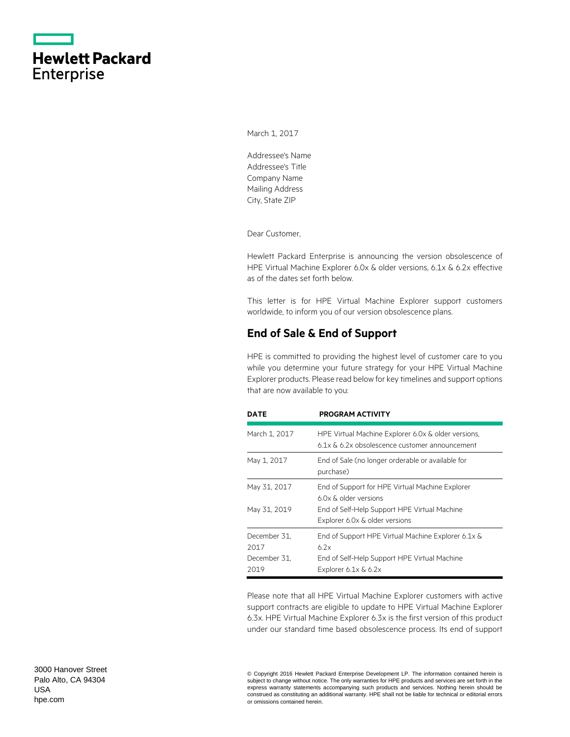**Hewlett Packard Enterprise**

March 1, 2017

Addressee's Name
Addressee's Title
Company Name
Mailing Address
City, State ZIP

Dear Customer,

Hewlett Packard Enterprise is announcing the version obsolescence of HPE Virtual Machine Explorer 6.0x & older versions, 6.1x & 6.2x effective as of the dates set forth below.

This letter is for HPE Virtual Machine Explorer support customers worldwide, to inform you of our version obsolescence plans.

## End of Sale & End of Support

HPE is committed to providing the highest level of customer care to you while you determine your future strategy for your HPE Virtual Machine Explorer products. Please read below for key timelines and support options that are now available to you:

| DATE | PROGRAM ACTIVITY |
|---|---|
| March 1, 2017 | HPE Virtual Machine Explorer 6.0x & older versions, 6.1x & 6.2x obsolescence customer announcement |
| May 1, 2017 | End of Sale (no longer orderable or available for purchase) |
| May 31, 2017 | End of Support for HPE Virtual Machine Explorer 6.0x & older versions |
| May 31, 2019 | End of Self-Help Support HPE Virtual Machine Explorer 6.0x & older versions |
| December 31, 2017 | End of Support HPE Virtual Machine Explorer 6.1x & 6.2x |
| December 31, 2019 | End of Self-Help Support HPE Virtual Machine Explorer 6.1x & 6.2x |

Please note that all HPE Virtual Machine Explorer customers with active support contracts are eligible to update to HPE Virtual Machine Explorer 6.3x. HPE Virtual Machine Explorer 6.3x is the first version of this product under our standard time based obsolescence process. Its end of support

3000 Hanover Street
Palo Alto, CA 94304
USA
hpe.com

© Copyright 2016 Hewlett Packard Enterprise Development LP. The information contained herein is subject to change without notice. The only warranties for HPE products and services are set forth in the express warranty statements accompanying such products and services. Nothing herein should be construed as constituting an additional warranty. HPE shall not be liable for technical or editorial errors or omissions contained herein.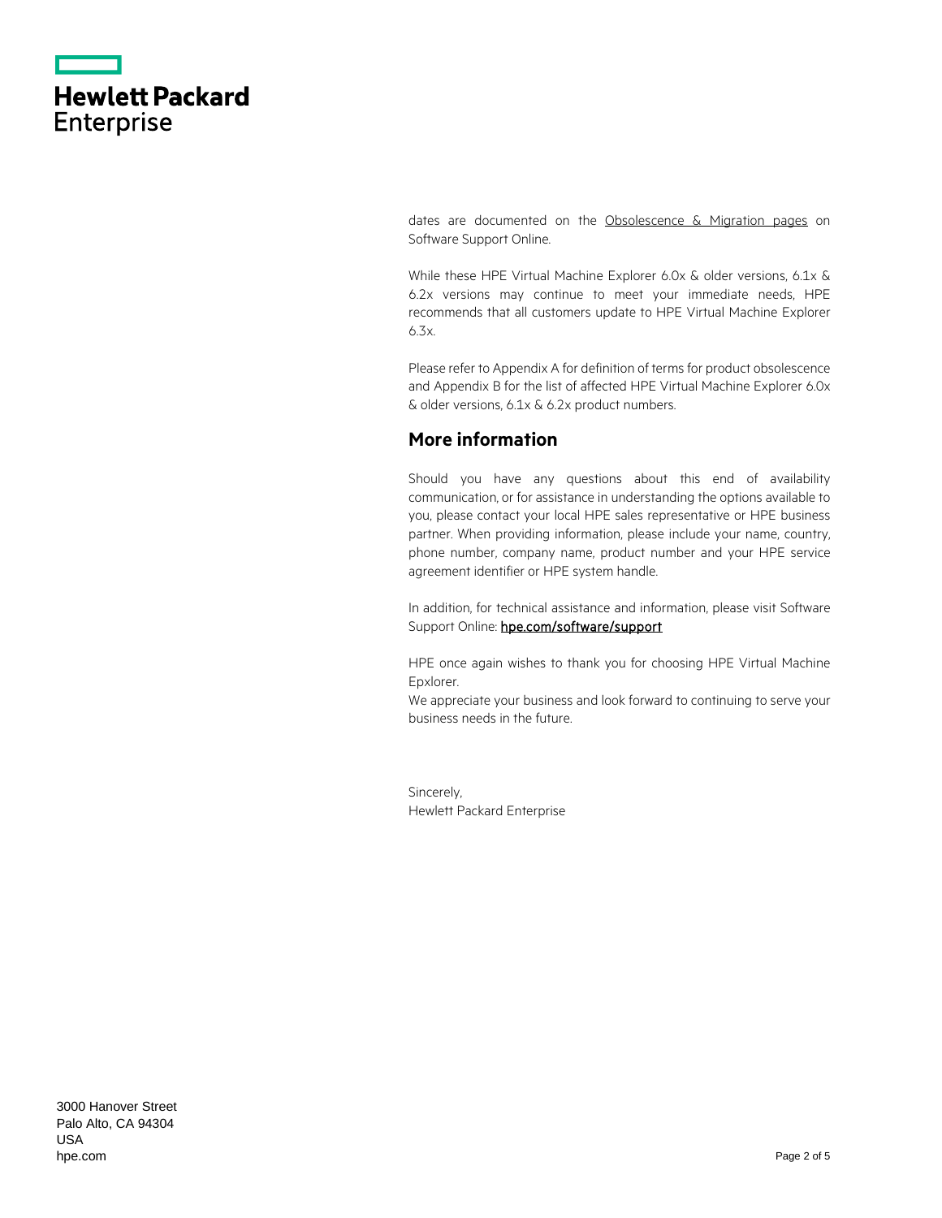dates are documented on the Obsolescence & Migration pages on Software Support Online.

While these HPE Virtual Machine Explorer 6.0x & older versions, 6.1x & 6.2x versions may continue to meet your immediate needs, HPE recommends that all customers update to HPE Virtual Machine Explorer 6.3x.

Please refer to Appendix A for definition of terms for product obsolescence and Appendix B for the list of affected HPE Virtual Machine Explorer 6.0x & older versions, 6.1x & 6.2x product numbers.

## More information

Should you have any questions about this end of availability communication, or for assistance in understanding the options available to you, please contact your local HPE sales representative or HPE business partner. When providing information, please include your name, country, phone number, company name, product number and your HPE service agreement identifier or HPE system handle.

In addition, for technical assistance and information, please visit Software Support Online: hpe.com/software/support

HPE once again wishes to thank you for choosing HPE Virtual Machine Epxlorer.
We appreciate your business and look forward to continuing to serve your business needs in the future.

Sincerely,
Hewlett Packard Enterprise

3000 Hanover Street
Palo Alto, CA 94304
USA
hpe.com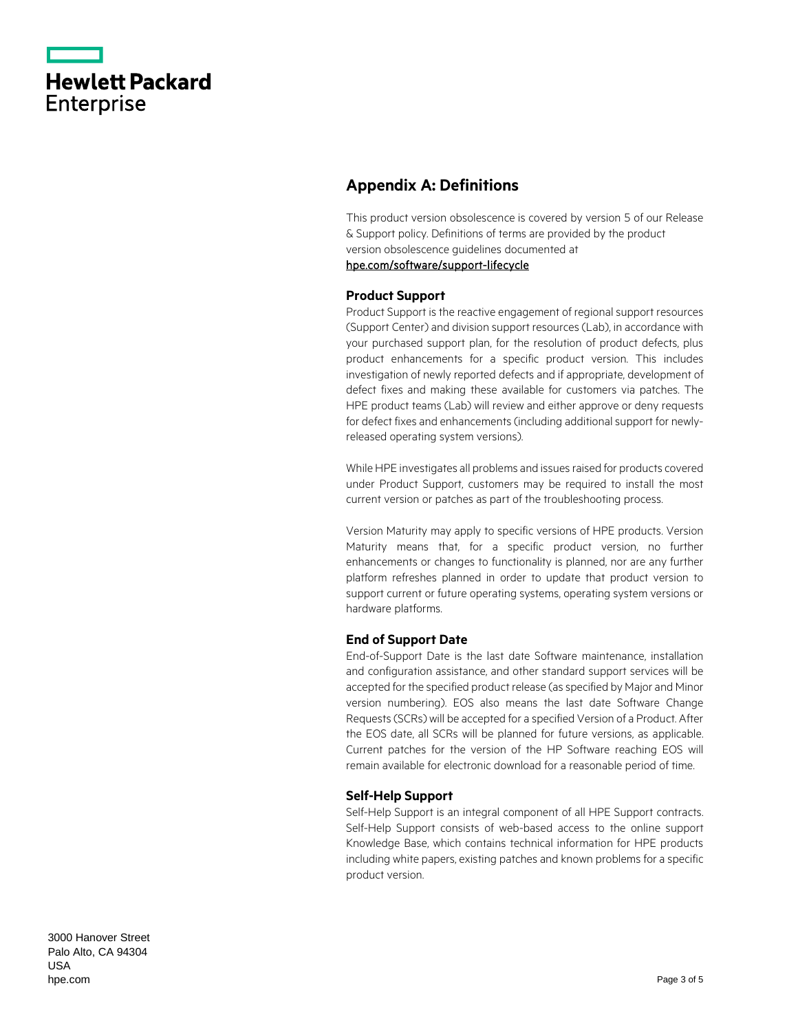## Appendix A: Definitions

This product version obsolescence is covered by version 5 of our Release & Support policy. Definitions of terms are provided by the product version obsolescence guidelines documented at [hpe.com/software/support-lifecycle](hpe.com/software/support-lifecycle)

### Product Support

Product Support is the reactive engagement of regional support resources (Support Center) and division support resources (Lab), in accordance with your purchased support plan, for the resolution of product defects, plus product enhancements for a specific product version. This includes investigation of newly reported defects and if appropriate, development of defect fixes and making these available for customers via patches. The HPE product teams (Lab) will review and either approve or deny requests for defect fixes and enhancements (including additional support for newly-released operating system versions).

While HPE investigates all problems and issues raised for products covered under Product Support, customers may be required to install the most current version or patches as part of the troubleshooting process.

Version Maturity may apply to specific versions of HPE products. Version Maturity means that, for a specific product version, no further enhancements or changes to functionality is planned, nor are any further platform refreshes planned in order to update that product version to support current or future operating systems, operating system versions or hardware platforms.

### End of Support Date

End-of-Support Date is the last date Software maintenance, installation and configuration assistance, and other standard support services will be accepted for the specified product release (as specified by Major and Minor version numbering). EOS also means the last date Software Change Requests (SCRs) will be accepted for a specified Version of a Product. After the EOS date, all SCRs will be planned for future versions, as applicable. Current patches for the version of the HP Software reaching EOS will remain available for electronic download for a reasonable period of time.

### Self-Help Support

Self-Help Support is an integral component of all HPE Support contracts. Self-Help Support consists of web-based access to the online support Knowledge Base, which contains technical information for HPE products including white papers, existing patches and known problems for a specific product version.

3000 Hanover Street
Palo Alto, CA 94304
USA
hpe.com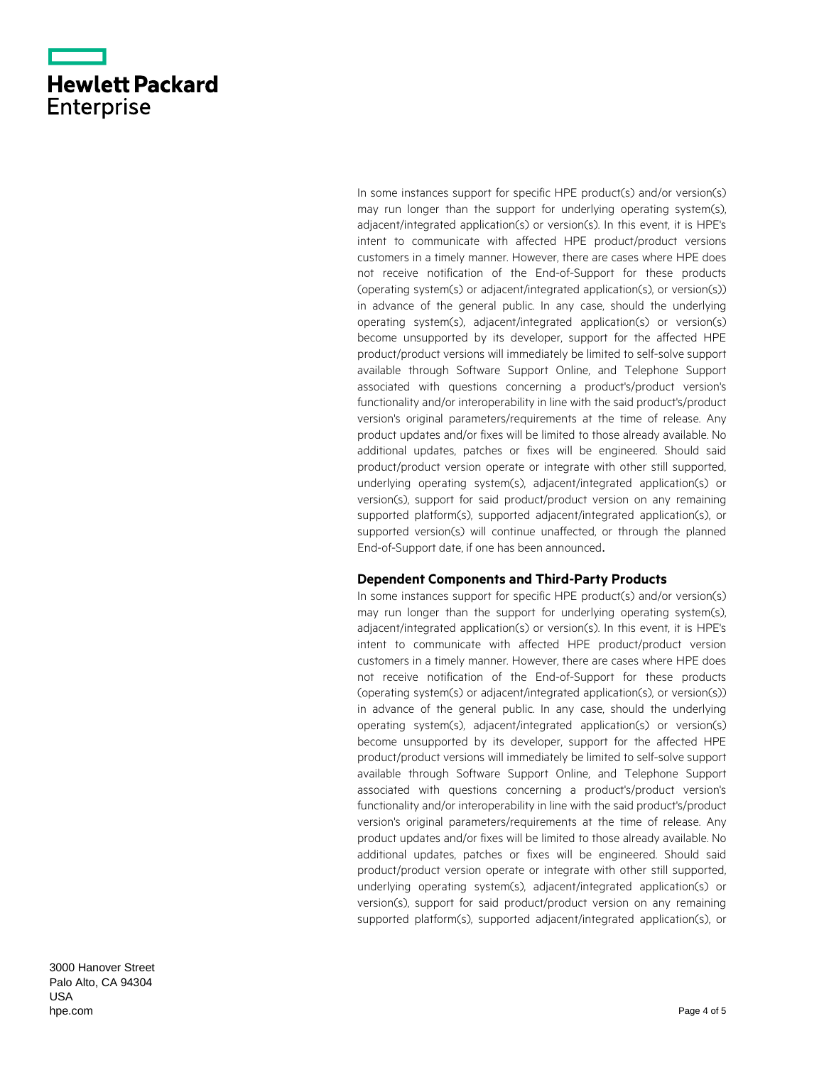In some instances support for specific HPE product(s) and/or version(s) may run longer than the support for underlying operating system(s), adjacent/integrated application(s) or version(s). In this event, it is HPE's intent to communicate with affected HPE product/product versions customers in a timely manner. However, there are cases where HPE does not receive notification of the End-of-Support for these products (operating system(s) or adjacent/integrated application(s), or version(s)) in advance of the general public. In any case, should the underlying operating system(s), adjacent/integrated application(s) or version(s) become unsupported by its developer, support for the affected HPE product/product versions will immediately be limited to self-solve support available through Software Support Online, and Telephone Support associated with questions concerning a product's/product version's functionality and/or interoperability in line with the said product's/product version's original parameters/requirements at the time of release. Any product updates and/or fixes will be limited to those already available. No additional updates, patches or fixes will be engineered. Should said product/product version operate or integrate with other still supported, underlying operating system(s), adjacent/integrated application(s) or version(s), support for said product/product version on any remaining supported platform(s), supported adjacent/integrated application(s), or supported version(s) will continue unaffected, or through the planned End-of-Support date, if one has been announced.

### Dependent Components and Third-Party Products

In some instances support for specific HPE product(s) and/or version(s) may run longer than the support for underlying operating system(s), adjacent/integrated application(s) or version(s). In this event, it is HPE's intent to communicate with affected HPE product/product version customers in a timely manner. However, there are cases where HPE does not receive notification of the End-of-Support for these products (operating system(s) or adjacent/integrated application(s), or version(s)) in advance of the general public. In any case, should the underlying operating system(s), adjacent/integrated application(s) or version(s) become unsupported by its developer, support for the affected HPE product/product versions will immediately be limited to self-solve support available through Software Support Online, and Telephone Support associated with questions concerning a product's/product version's functionality and/or interoperability in line with the said product's/product version's original parameters/requirements at the time of release. Any product updates and/or fixes will be limited to those already available. No additional updates, patches or fixes will be engineered. Should said product/product version operate or integrate with other still supported, underlying operating system(s), adjacent/integrated application(s) or version(s), support for said product/product version on any remaining supported platform(s), supported adjacent/integrated application(s), or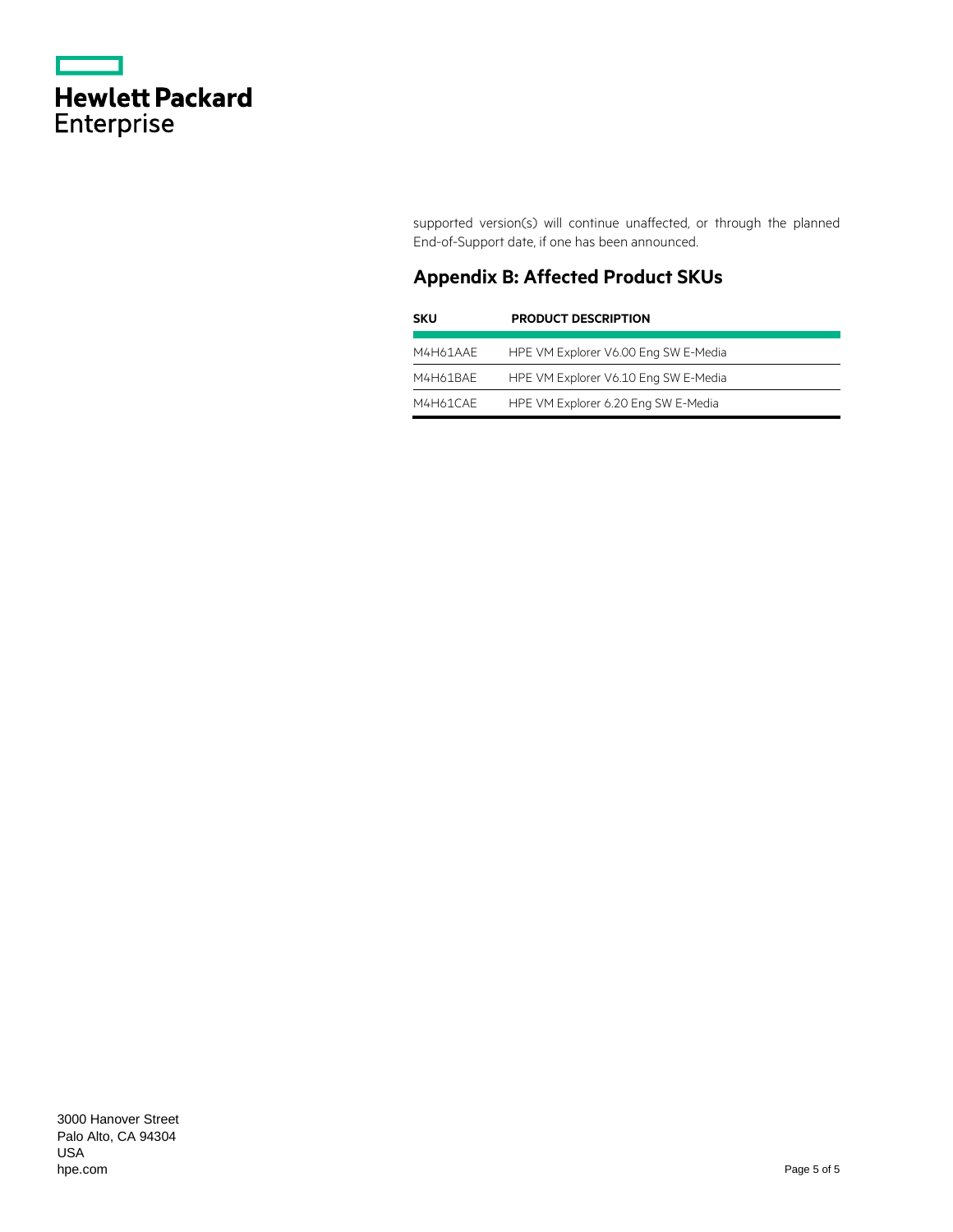supported version(s) will continue unaffected, or through the planned End-of-Support date, if one has been announced.

## Appendix B: Affected Product SKUs

| SKU | PRODUCT DESCRIPTION |
| --- | --- |
| M4H61AAE | HPE VM Explorer V6.00 Eng SW E-Media |
| M4H61BAE | HPE VM Explorer V6.10 Eng SW E-Media |
| M4H61CAE | HPE VM Explorer 6.20 Eng SW E-Media |

3000 Hanover Street
Palo Alto, CA 94304
USA
hpe.com